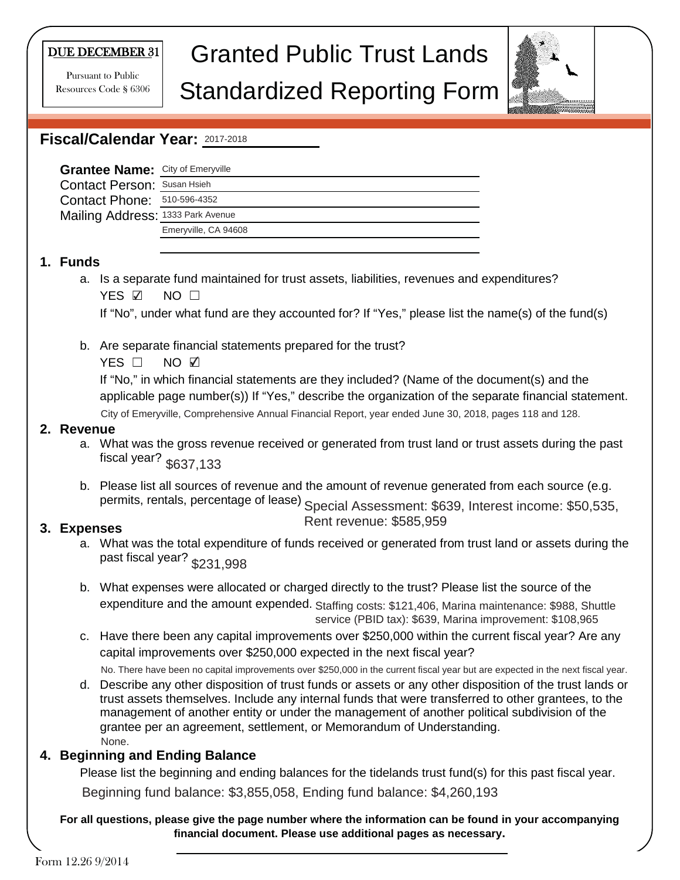DUE DECEMBER 31

Pursuant to Public Resources Code § 6306

# Granted Public Trust Lands Standardized Reporting Form

## Fiscal/Calendar Year: 2017-2018

**Grantee Name:** City of Emeryville
Contact Person: Susan Hsieh
Contact Phone: 510-596-4352
Mailing Address: 1333 Park Avenue
Emeryville, CA 94608

### 1. Funds

a. Is a separate fund maintained for trust assets, liabilities, revenues and expenditures?
YES ☑ NO ☐
If "No", under what fund are they accounted for? If "Yes," please list the name(s) of the fund(s)

b. Are separate financial statements prepared for the trust?
YES ☐ NO ☑
If "No," in which financial statements are they included? (Name of the document(s) and the applicable page number(s)) If "Yes," describe the organization of the separate financial statement.
City of Emeryville, Comprehensive Annual Financial Report, year ended June 30, 2018, pages 118 and 128.

### 2. Revenue

a. What was the gross revenue received or generated from trust land or trust assets during the past fiscal year? $637,133

b. Please list all sources of revenue and the amount of revenue generated from each source (e.g. permits, rentals, percentage of lease) Special Assessment: $639, Interest income: $50,535, Rent revenue: $585,959

### 3. Expenses

a. What was the total expenditure of funds received or generated from trust land or assets during the past fiscal year? $231,998

b. What expenses were allocated or charged directly to the trust? Please list the source of the expenditure and the amount expended. Staffing costs: $121,406, Marina maintenance: $988, Shuttle service (PBID tax): $639, Marina improvement: $108,965

c. Have there been any capital improvements over $250,000 within the current fiscal year? Are any capital improvements over $250,000 expected in the next fiscal year?
No. There have been no capital improvements over $250,000 in the current fiscal year but are expected in the next fiscal year.

d. Describe any other disposition of trust funds or assets or any other disposition of the trust lands or trust assets themselves. Include any internal funds that were transferred to other grantees, to the management of another entity or under the management of another political subdivision of the grantee per an agreement, settlement, or Memorandum of Understanding.
None.

### 4. Beginning and Ending Balance

Please list the beginning and ending balances for the tidelands trust fund(s) for this past fiscal year.

Beginning fund balance: $3,855,058, Ending fund balance: $4,260,193

**For all questions, please give the page number where the information can be found in your accompanying financial document. Please use additional pages as necessary.**

Form 12.26 9/2014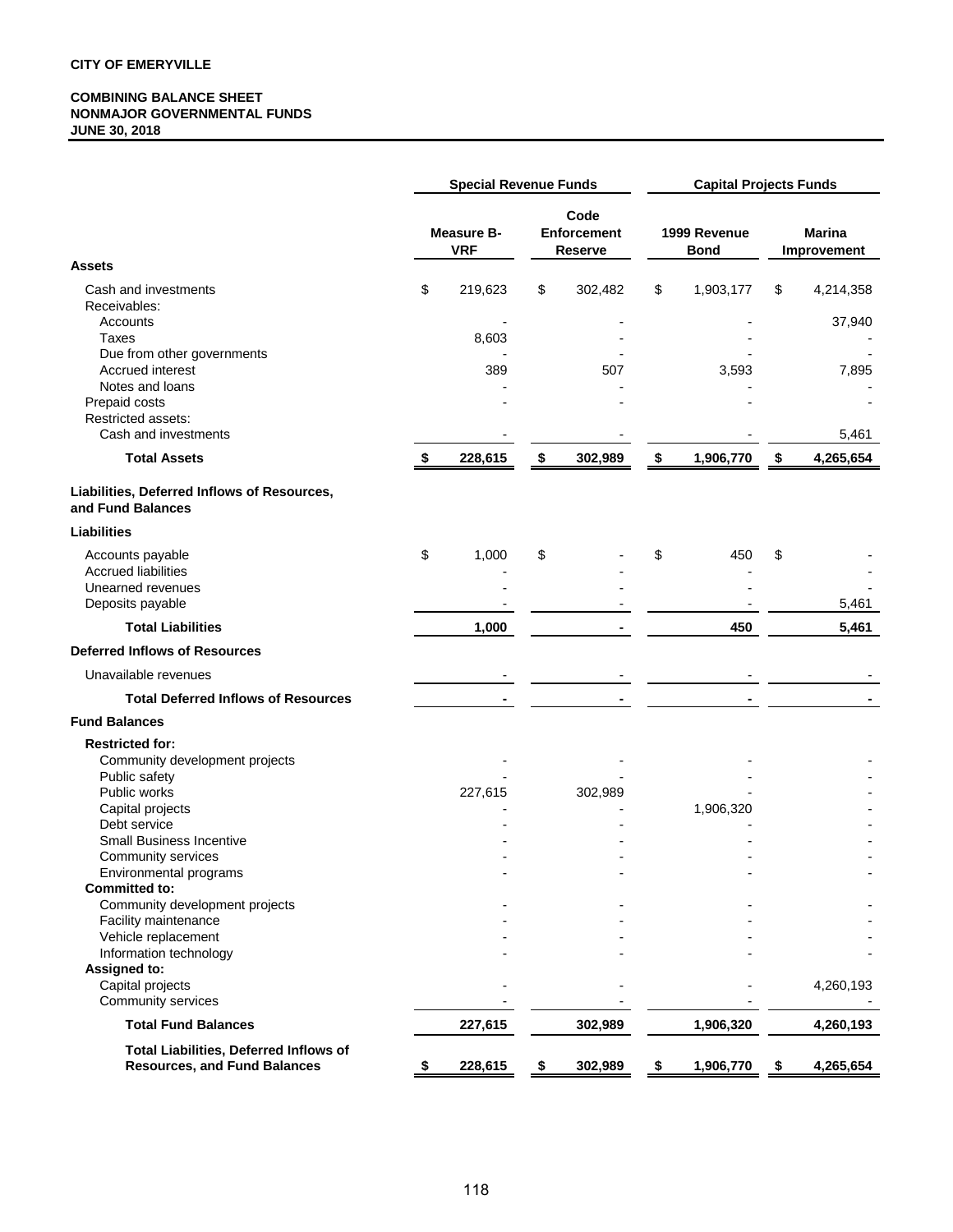**CITY OF EMERYVILLE**

**COMBINING BALANCE SHEET**
**NONMAJOR GOVERNMENTAL FUNDS**
**JUNE 30, 2018**

| | Special Revenue Funds | | Capital Projects Funds | |
|---|---|---|---|---|
| | Measure B-VRF | Code Enforcement Reserve | 1999 Revenue Bond | Marina Improvement |
| **Assets** | | | | |
| Cash and investments | $ 219,623 | $ 302,482 | $ 1,903,177 | $ 4,214,358 |
| Receivables: | | | | |
| Accounts | - | - | - | 37,940 |
| Taxes | 8,603 | - | - | - |
| Due from other governments | - | - | - | - |
| Accrued interest | 389 | 507 | 3,593 | 7,895 |
| Notes and loans | - | - | - | - |
| Prepaid costs | - | - | - | - |
| Restricted assets: | | | | |
| Cash and investments | - | - | - | 5,461 |
| **Total Assets** | **$ 228,615** | **$ 302,989** | **$ 1,906,770** | **$ 4,265,654** |
| **Liabilities, Deferred Inflows of Resources, and Fund Balances** | | | | |
| **Liabilities** | | | | |
| Accounts payable | $ 1,000 | $ - | $ 450 | $ - |
| Accrued liabilities | - | - | - | - |
| Unearned revenues | - | - | - | - |
| Deposits payable | - | - | - | 5,461 |
| **Total Liabilities** | **1,000** | **-** | **450** | **5,461** |
| **Deferred Inflows of Resources** | | | | |
| Unavailable revenues | - | - | - | - |
| **Total Deferred Inflows of Resources** | **-** | **-** | **-** | **-** |
| **Fund Balances** | | | | |
| **Restricted for:** | | | | |
| Community development projects | - | - | - | - |
| Public safety | - | - | - | - |
| Public works | 227,615 | 302,989 | - | - |
| Capital projects | - | - | 1,906,320 | - |
| Debt service | - | - | - | - |
| Small Business Incentive | - | - | - | - |
| Community services | - | - | - | - |
| Environmental programs | - | - | - | - |
| **Committed to:** | | | | |
| Community development projects | - | - | - | - |
| Facility maintenance | - | - | - | - |
| Vehicle replacement | - | - | - | - |
| Information technology | - | - | - | - |
| **Assigned to:** | | | | |
| Capital projects | - | - | - | 4,260,193 |
| Community services | - | - | - | - |
| **Total Fund Balances** | **227,615** | **302,989** | **1,906,320** | **4,260,193** |
| **Total Liabilities, Deferred Inflows of Resources, and Fund Balances** | **$ 228,615** | **$ 302,989** | **$ 1,906,770** | **$ 4,265,654** |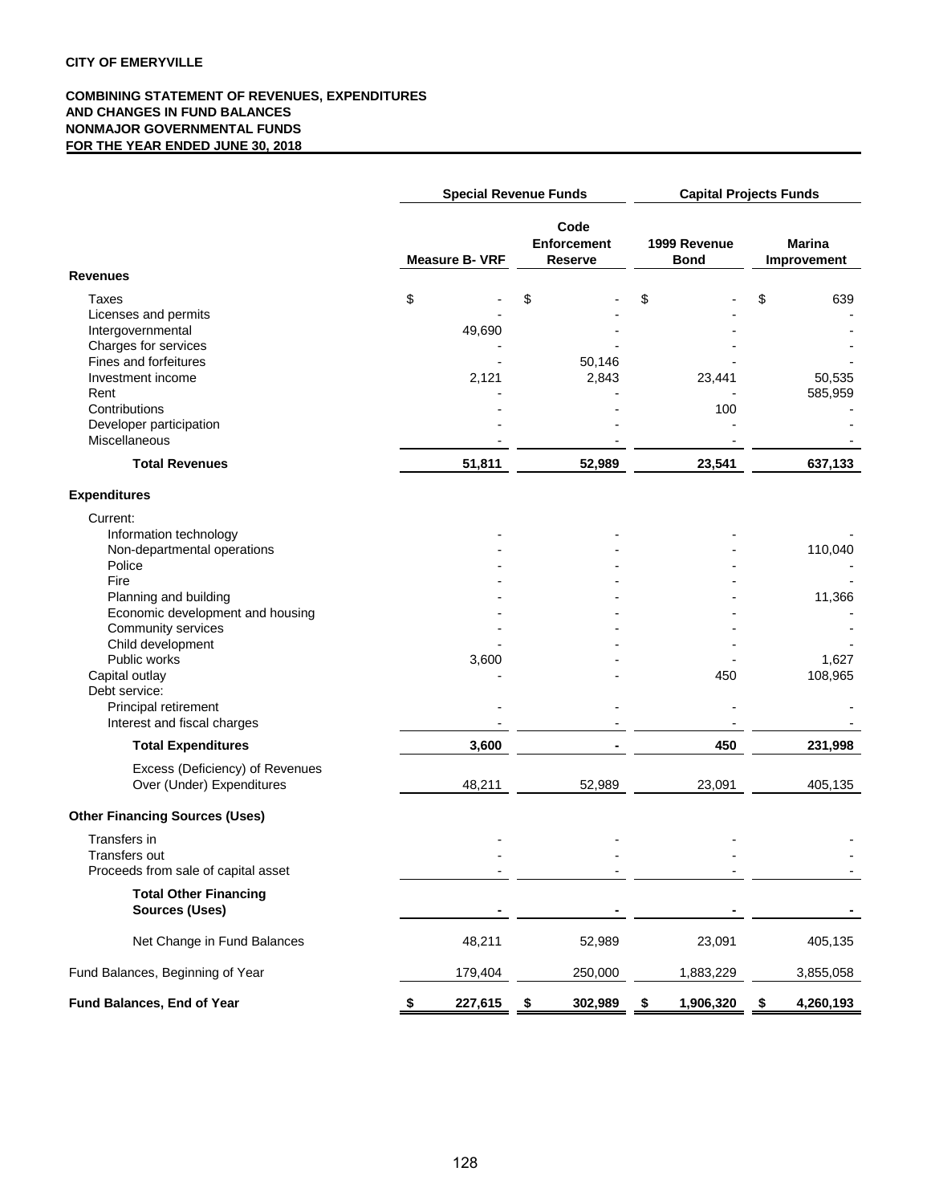**CITY OF EMERYVILLE**

**COMBINING STATEMENT OF REVENUES, EXPENDITURES AND CHANGES IN FUND BALANCES NONMAJOR GOVERNMENTAL FUNDS FOR THE YEAR ENDED JUNE 30, 2018**

| | Special Revenue Funds | | Capital Projects Funds | |
|---|---|---|---|---|
| | **Measure B- VRF** | **Code Enforcement Reserve** | **1999 Revenue Bond** | **Marina Improvement** |
| **Revenues** | | | | |
| Taxes | $ - | $ - | $ - | $ 639 |
| Licenses and permits | - | - | - | - |
| Intergovernmental | 49,690 | - | - | - |
| Charges for services | - | - | - | - |
| Fines and forfeitures | - | 50,146 | - | - |
| Investment income | 2,121 | 2,843 | 23,441 | 50,535 |
| Rent | - | - | - | 585,959 |
| Contributions | - | - | 100 | - |
| Developer participation | - | - | - | - |
| Miscellaneous | - | - | - | - |
| **Total Revenues** | **51,811** | **52,989** | **23,541** | **637,133** |
| **Expenditures** | | | | |
| Current: | | | | |
| Information technology | - | - | - | - |
| Non-departmental operations | - | - | - | 110,040 |
| Police | - | - | - | - |
| Fire | - | - | - | - |
| Planning and building | - | - | - | 11,366 |
| Economic development and housing | - | - | - | - |
| Community services | - | - | - | - |
| Child development | - | - | - | - |
| Public works | 3,600 | - | - | 1,627 |
| Capital outlay | - | - | 450 | 108,965 |
| Debt service: | | | | |
| Principal retirement | - | - | - | - |
| Interest and fiscal charges | - | - | - | - |
| **Total Expenditures** | **3,600** | **-** | **450** | **231,998** |
| Excess (Deficiency) of Revenues Over (Under) Expenditures | 48,211 | 52,989 | 23,091 | 405,135 |
| **Other Financing Sources (Uses)** | | | | |
| Transfers in | - | - | - | - |
| Transfers out | - | - | - | - |
| Proceeds from sale of capital asset | - | - | - | - |
| **Total Other Financing Sources (Uses)** | **-** | **-** | **-** | **-** |
| Net Change in Fund Balances | 48,211 | 52,989 | 23,091 | 405,135 |
| Fund Balances, Beginning of Year | 179,404 | 250,000 | 1,883,229 | 3,855,058 |
| **Fund Balances, End of Year** | **$ 227,615** | **$ 302,989** | **$ 1,906,320** | **$ 4,260,193** |